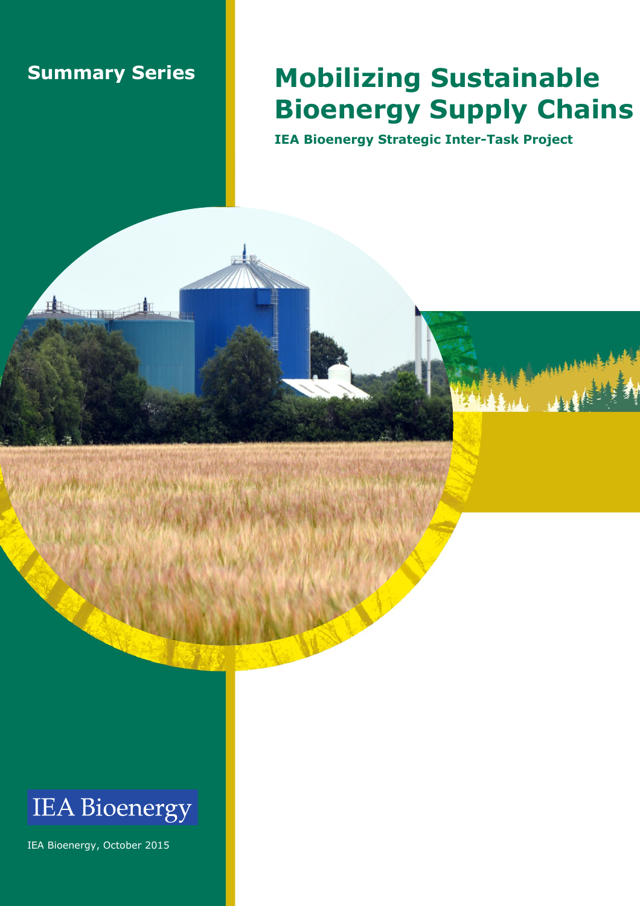Summary Series

# Mobilizing Sustainable Bioenergy Supply Chains

**IEA Bioenergy Strategic Inter-Task Project**

IEA Bioenergy

IEA Bioenergy, October 2015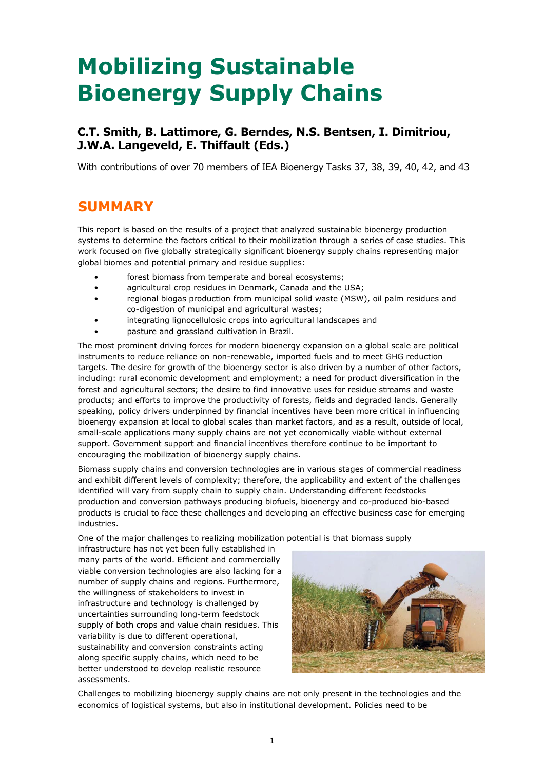# Mobilizing Sustainable Bioenergy Supply Chains

### C.T. Smith, B. Lattimore, G. Berndes, N.S. Bentsen, I. Dimitriou, J.W.A. Langeveld, E. Thiffault (Eds.)

With contributions of over 70 members of IEA Bioenergy Tasks 37, 38, 39, 40, 42, and 43

## SUMMARY

This report is based on the results of a project that analyzed sustainable bioenergy production systems to determine the factors critical to their mobilization through a series of case studies. This work focused on five globally strategically significant bioenergy supply chains representing major global biomes and potential primary and residue supplies:

- forest biomass from temperate and boreal ecosystems;
- agricultural crop residues in Denmark, Canada and the USA;
- regional biogas production from municipal solid waste (MSW), oil palm residues and co-digestion of municipal and agricultural wastes;
- integrating lignocellulosic crops into agricultural landscapes and
- pasture and grassland cultivation in Brazil.

The most prominent driving forces for modern bioenergy expansion on a global scale are political instruments to reduce reliance on non-renewable, imported fuels and to meet GHG reduction targets. The desire for growth of the bioenergy sector is also driven by a number of other factors, including: rural economic development and employment; a need for product diversification in the forest and agricultural sectors; the desire to find innovative uses for residue streams and waste products; and efforts to improve the productivity of forests, fields and degraded lands. Generally speaking, policy drivers underpinned by financial incentives have been more critical in influencing bioenergy expansion at local to global scales than market factors, and as a result, outside of local, small-scale applications many supply chains are not yet economically viable without external support. Government support and financial incentives therefore continue to be important to encouraging the mobilization of bioenergy supply chains.

Biomass supply chains and conversion technologies are in various stages of commercial readiness and exhibit different levels of complexity; therefore, the applicability and extent of the challenges identified will vary from supply chain to supply chain. Understanding different feedstocks production and conversion pathways producing biofuels, bioenergy and co-produced bio-based products is crucial to face these challenges and developing an effective business case for emerging industries.

One of the major challenges to realizing mobilization potential is that biomass supply infrastructure has not yet been fully established in many parts of the world. Efficient and commercially viable conversion technologies are also lacking for a number of supply chains and regions. Furthermore, the willingness of stakeholders to invest in infrastructure and technology is challenged by uncertainties surrounding long-term feedstock supply of both crops and value chain residues. This variability is due to different operational, sustainability and conversion constraints acting along specific supply chains, which need to be better understood to develop realistic resource assessments.

Challenges to mobilizing bioenergy supply chains are not only present in the technologies and the economics of logistical systems, but also in institutional development. Policies need to be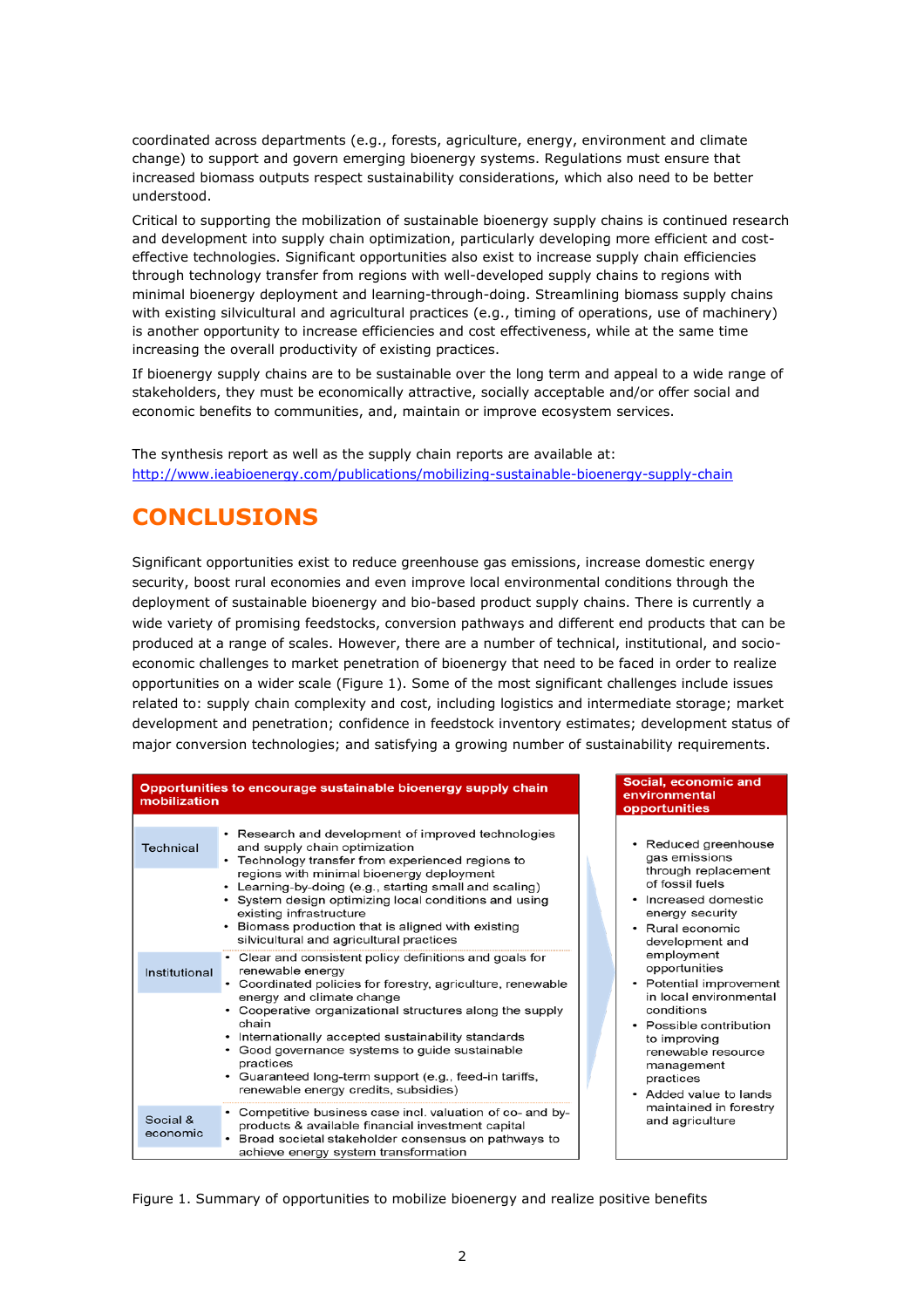coordinated across departments (e.g., forests, agriculture, energy, environment and climate change) to support and govern emerging bioenergy systems. Regulations must ensure that increased biomass outputs respect sustainability considerations, which also need to be better understood.

Critical to supporting the mobilization of sustainable bioenergy supply chains is continued research and development into supply chain optimization, particularly developing more efficient and cost-effective technologies. Significant opportunities also exist to increase supply chain efficiencies through technology transfer from regions with well-developed supply chains to regions with minimal bioenergy deployment and learning-through-doing. Streamlining biomass supply chains with existing silvicultural and agricultural practices (e.g., timing of operations, use of machinery) is another opportunity to increase efficiencies and cost effectiveness, while at the same time increasing the overall productivity of existing practices.

If bioenergy supply chains are to be sustainable over the long term and appeal to a wide range of stakeholders, they must be economically attractive, socially acceptable and/or offer social and economic benefits to communities, and, maintain or improve ecosystem services.

The synthesis report as well as the supply chain reports are available at: [http://www.ieabioenergy.com/publications/mobilizing-sustainable-bioenergy-supply-chain](http://www.ieabioenergy.com/publications/mobilizing-sustainable-bioenergy-supply-chain)

# CONCLUSIONS

Significant opportunities exist to reduce greenhouse gas emissions, increase domestic energy security, boost rural economies and even improve local environmental conditions through the deployment of sustainable bioenergy and bio-based product supply chains. There is currently a wide variety of promising feedstocks, conversion pathways and different end products that can be produced at a range of scales. However, there are a number of technical, institutional, and socio-economic challenges to market penetration of bioenergy that need to be faced in order to realize opportunities on a wider scale (Figure 1). Some of the most significant challenges include issues related to: supply chain complexity and cost, including logistics and intermediate storage; market development and penetration; confidence in feedstock inventory estimates; development status of major conversion technologies; and satisfying a growing number of sustainability requirements.

| Opportunities to encourage sustainable bioenergy supply chain mobilization | | Social, economic and environmental opportunities |
|---|---|---|
| Technical | • Research and development of improved technologies and supply chain optimization<br>• Technology transfer from experienced regions to regions with minimal bioenergy deployment<br>• Learning-by-doing (e.g., starting small and scaling)<br>• System design optimizing local conditions and using existing infrastructure<br>• Biomass production that is aligned with existing silvicultural and agricultural practices | • Reduced greenhouse gas emissions through replacement of fossil fuels<br>• Increased domestic energy security<br>• Rural economic development and employment opportunities<br>• Potential improvement in local environmental conditions<br>• Possible contribution to improving renewable resource management practices<br>• Added value to lands maintained in forestry and agriculture |
| Institutional | • Clear and consistent policy definitions and goals for renewable energy<br>• Coordinated policies for forestry, agriculture, renewable energy and climate change<br>• Cooperative organizational structures along the supply chain<br>• Internationally accepted sustainability standards<br>• Good governance systems to guide sustainable practices<br>• Guaranteed long-term support (e.g., feed-in tariffs, renewable energy credits, subsidies) | |
| Social & economic | • Competitive business case incl. valuation of co- and by-products & available financial investment capital<br>• Broad societal stakeholder consensus on pathways to achieve energy system transformation | |

Figure 1. Summary of opportunities to mobilize bioenergy and realize positive benefits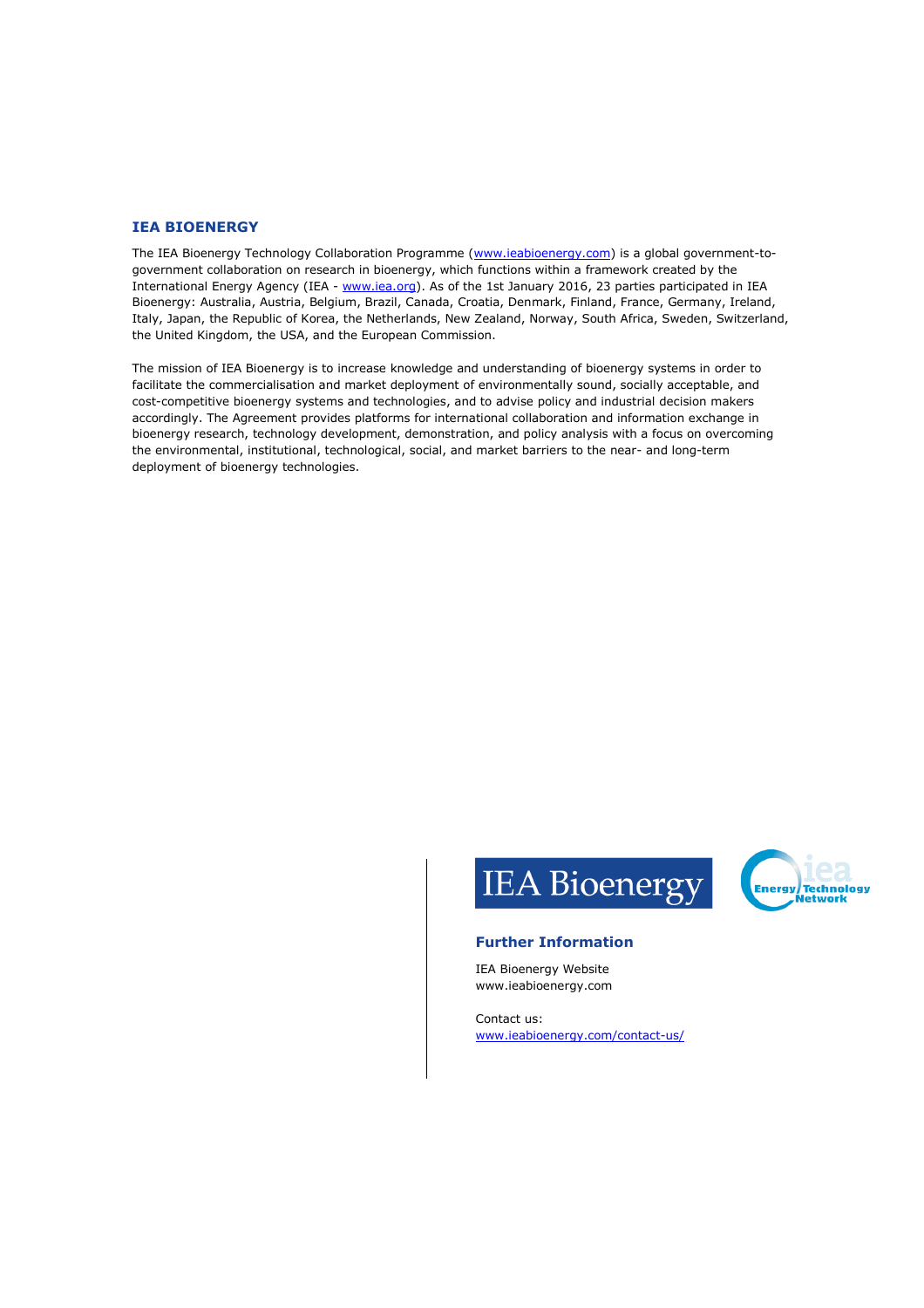## IEA BIOENERGY

The IEA Bioenergy Technology Collaboration Programme (www.ieabioenergy.com) is a global government-to-government collaboration on research in bioenergy, which functions within a framework created by the International Energy Agency (IEA - www.iea.org). As of the 1st January 2016, 23 parties participated in IEA Bioenergy: Australia, Austria, Belgium, Brazil, Canada, Croatia, Denmark, Finland, France, Germany, Ireland, Italy, Japan, the Republic of Korea, the Netherlands, New Zealand, Norway, South Africa, Sweden, Switzerland, the United Kingdom, the USA, and the European Commission.

The mission of IEA Bioenergy is to increase knowledge and understanding of bioenergy systems in order to facilitate the commercialisation and market deployment of environmentally sound, socially acceptable, and cost-competitive bioenergy systems and technologies, and to advise policy and industrial decision makers accordingly. The Agreement provides platforms for international collaboration and information exchange in bioenergy research, technology development, demonstration, and policy analysis with a focus on overcoming the environmental, institutional, technological, social, and market barriers to the near- and long-term deployment of bioenergy technologies.

IEA Bioenergy

iea Energy Technology Network

### Further Information

IEA Bioenergy Website
www.ieabioenergy.com

Contact us:
www.ieabioenergy.com/contact-us/